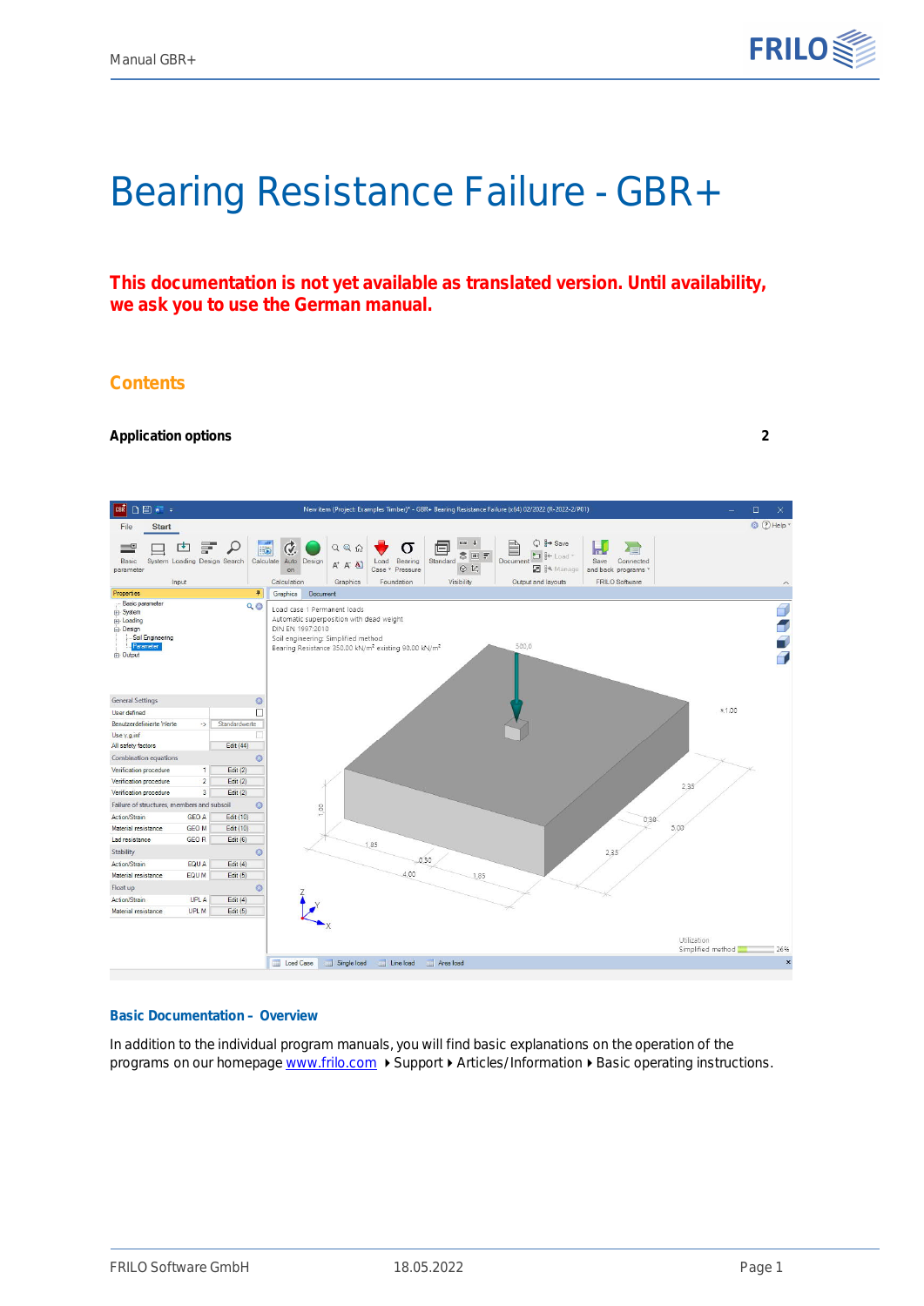# Bearing Resistance Failure - GBR+

**This documentation is not yet available as translated version. Until availability, we ask you to use the German manual.**

## Contents

**Application options** **2**

### Basic Documentation – Overview

In addition to the individual program manuals, you will find basic explanations on the operation of the programs on our homepage www.frilo.com ▸ Support ▸ Articles/Information ▸ Basic operating instructions.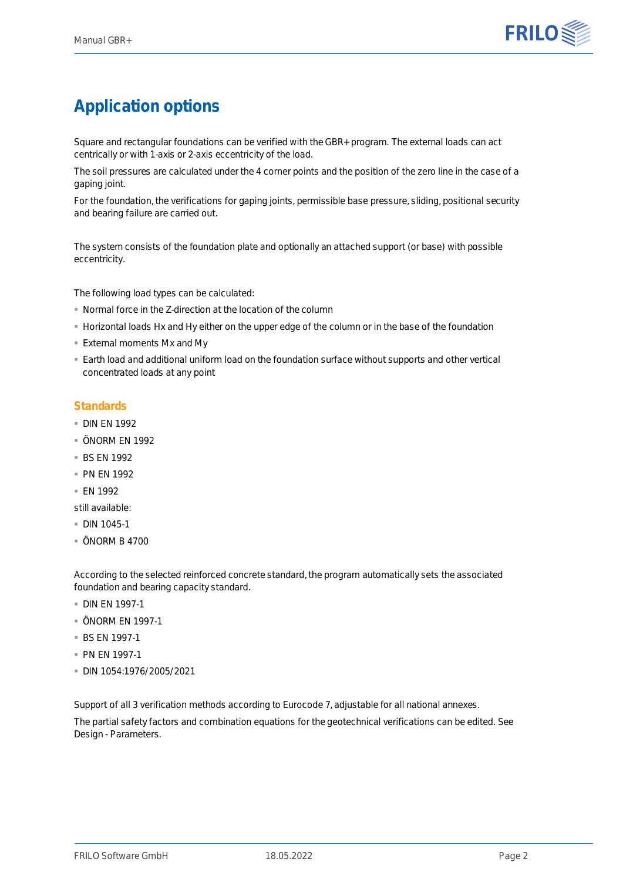# Application options

Square and rectangular foundations can be verified with the GBR+ program. The external loads can act centrically or with 1-axis or 2-axis eccentricity of the load.

The soil pressures are calculated under the 4 corner points and the position of the zero line in the case of a gaping joint.

For the foundation, the verifications for gaping joints, permissible base pressure, sliding, positional security and bearing failure are carried out.

The system consists of the foundation plate and optionally an attached support (or base) with possible eccentricity.

The following load types can be calculated:

- Normal force in the Z-direction at the location of the column
- Horizontal loads Hx and Hy either on the upper edge of the column or in the base of the foundation
- External moments Mx and My
- Earth load and additional uniform load on the foundation surface without supports and other vertical concentrated loads at any point

### Standards

- DIN EN 1992
- ÖNORM EN 1992
- BS EN 1992
- PN EN 1992
- EN 1992

still available:

- DIN 1045-1
- ÖNORM B 4700

According to the selected reinforced concrete standard, the program automatically sets the associated foundation and bearing capacity standard.

- DIN EN 1997-1
- ÖNORM EN 1997-1
- BS EN 1997-1
- PN EN 1997-1
- DIN 1054:1976/2005/2021

Support of all 3 verification methods according to Eurocode 7, adjustable for all national annexes.

The partial safety factors and combination equations for the geotechnical verifications can be edited. See Design - Parameters.